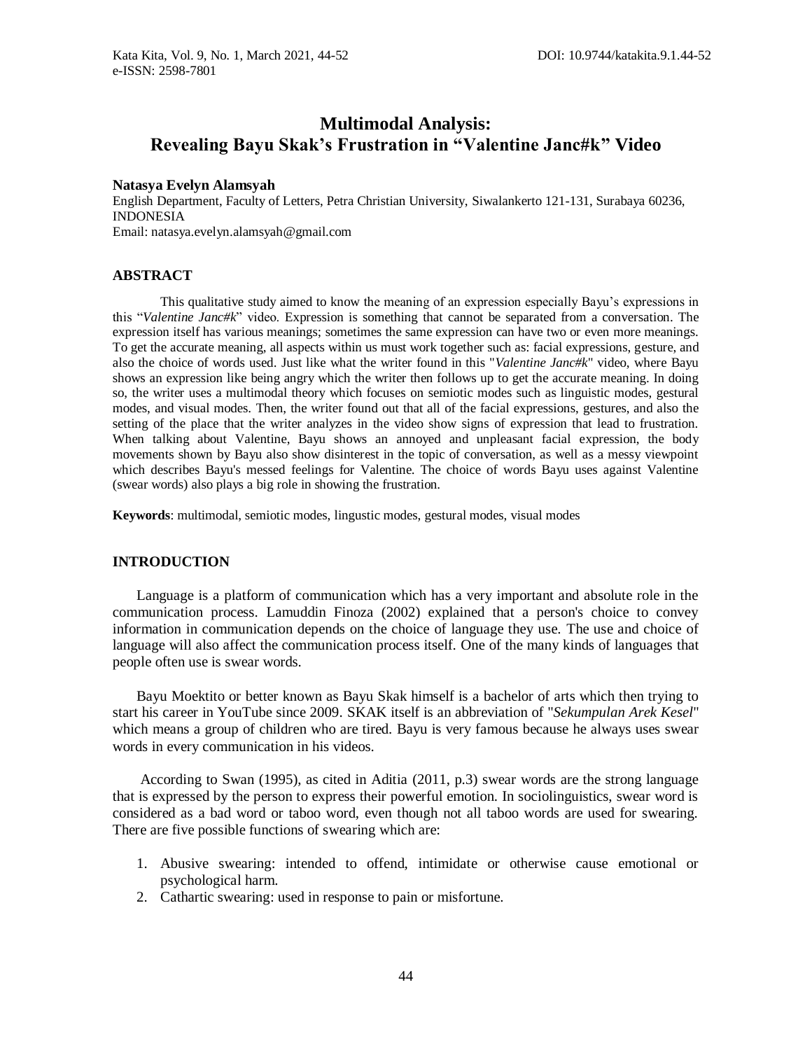# Multimodal Analysis: Revealing Bayu Skak's Frustration in "Valentine Janc#k" Video

**Natasya Evelyn Alamsyah**

English Department, Faculty of Letters, Petra Christian University, Siwalankerto 121-131, Surabaya 60236, INDONESIA

Email: natasya.evelyn.alamsyah@gmail.com

## ABSTRACT

This qualitative study aimed to know the meaning of an expression especially Bayu's expressions in this "*Valentine Janc#k*" video. Expression is something that cannot be separated from a conversation. The expression itself has various meanings; sometimes the same expression can have two or even more meanings. To get the accurate meaning, all aspects within us must work together such as: facial expressions, gesture, and also the choice of words used. Just like what the writer found in this "*Valentine Janc#k*" video, where Bayu shows an expression like being angry which the writer then follows up to get the accurate meaning. In doing so, the writer uses a multimodal theory which focuses on semiotic modes such as linguistic modes, gestural modes, and visual modes. Then, the writer found out that all of the facial expressions, gestures, and also the setting of the place that the writer analyzes in the video show signs of expression that lead to frustration. When talking about Valentine, Bayu shows an annoyed and unpleasant facial expression, the body movements shown by Bayu also show disinterest in the topic of conversation, as well as a messy viewpoint which describes Bayu's messed feelings for Valentine. The choice of words Bayu uses against Valentine (swear words) also plays a big role in showing the frustration.

**Keywords**: multimodal, semiotic modes, lingustic modes, gestural modes, visual modes

## INTRODUCTION

Language is a platform of communication which has a very important and absolute role in the communication process. Lamuddin Finoza (2002) explained that a person's choice to convey information in communication depends on the choice of language they use. The use and choice of language will also affect the communication process itself. One of the many kinds of languages that people often use is swear words.

Bayu Moektito or better known as Bayu Skak himself is a bachelor of arts which then trying to start his career in YouTube since 2009. SKAK itself is an abbreviation of "*Sekumpulan Arek Kesel*" which means a group of children who are tired. Bayu is very famous because he always uses swear words in every communication in his videos.

According to Swan (1995), as cited in Aditia (2011, p.3) swear words are the strong language that is expressed by the person to express their powerful emotion. In sociolinguistics, swear word is considered as a bad word or taboo word, even though not all taboo words are used for swearing. There are five possible functions of swearing which are:

1. Abusive swearing: intended to offend, intimidate or otherwise cause emotional or psychological harm.
2. Cathartic swearing: used in response to pain or misfortune.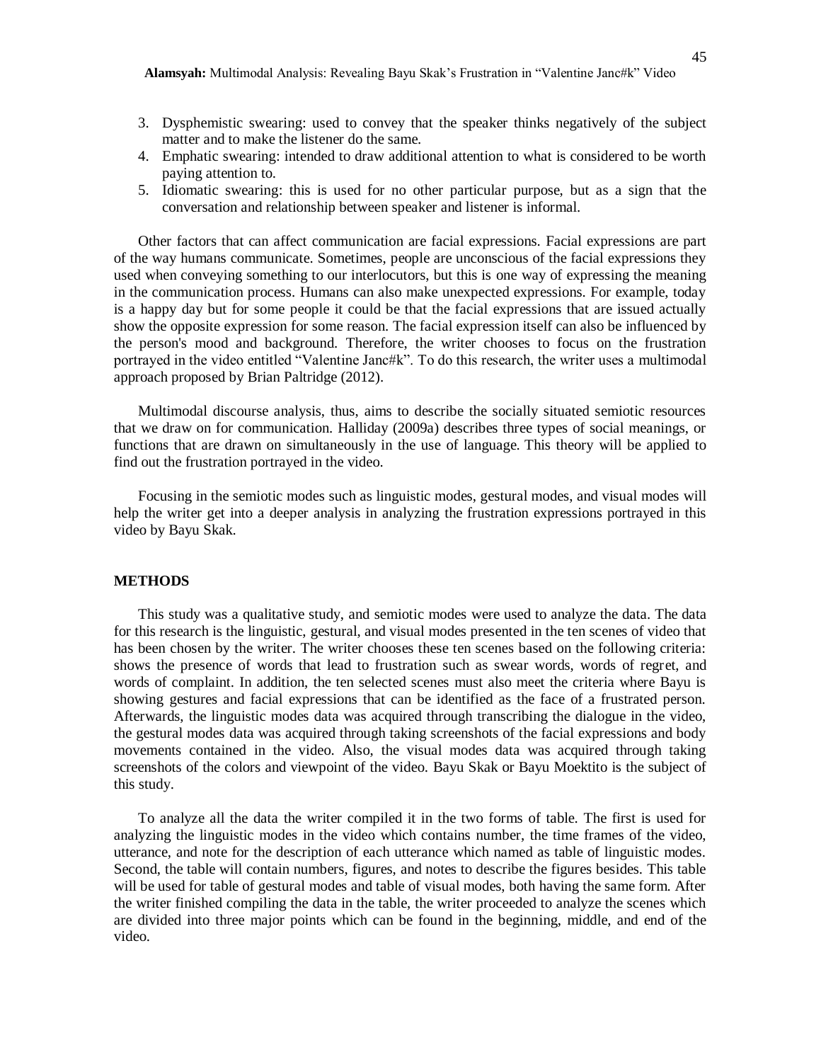3. Dysphemistic swearing: used to convey that the speaker thinks negatively of the subject matter and to make the listener do the same.
4. Emphatic swearing: intended to draw additional attention to what is considered to be worth paying attention to.
5. Idiomatic swearing: this is used for no other particular purpose, but as a sign that the conversation and relationship between speaker and listener is informal.

Other factors that can affect communication are facial expressions. Facial expressions are part of the way humans communicate. Sometimes, people are unconscious of the facial expressions they used when conveying something to our interlocutors, but this is one way of expressing the meaning in the communication process. Humans can also make unexpected expressions. For example, today is a happy day but for some people it could be that the facial expressions that are issued actually show the opposite expression for some reason. The facial expression itself can also be influenced by the person's mood and background. Therefore, the writer chooses to focus on the frustration portrayed in the video entitled "Valentine Janc#k". To do this research, the writer uses a multimodal approach proposed by Brian Paltridge (2012).

Multimodal discourse analysis, thus, aims to describe the socially situated semiotic resources that we draw on for communication. Halliday (2009a) describes three types of social meanings, or functions that are drawn on simultaneously in the use of language. This theory will be applied to find out the frustration portrayed in the video.

Focusing in the semiotic modes such as linguistic modes, gestural modes, and visual modes will help the writer get into a deeper analysis in analyzing the frustration expressions portrayed in this video by Bayu Skak.

## METHODS

This study was a qualitative study, and semiotic modes were used to analyze the data. The data for this research is the linguistic, gestural, and visual modes presented in the ten scenes of video that has been chosen by the writer. The writer chooses these ten scenes based on the following criteria: shows the presence of words that lead to frustration such as swear words, words of regret, and words of complaint. In addition, the ten selected scenes must also meet the criteria where Bayu is showing gestures and facial expressions that can be identified as the face of a frustrated person. Afterwards, the linguistic modes data was acquired through transcribing the dialogue in the video, the gestural modes data was acquired through taking screenshots of the facial expressions and body movements contained in the video. Also, the visual modes data was acquired through taking screenshots of the colors and viewpoint of the video. Bayu Skak or Bayu Moektito is the subject of this study.

To analyze all the data the writer compiled it in the two forms of table. The first is used for analyzing the linguistic modes in the video which contains number, the time frames of the video, utterance, and note for the description of each utterance which named as table of linguistic modes. Second, the table will contain numbers, figures, and notes to describe the figures besides. This table will be used for table of gestural modes and table of visual modes, both having the same form. After the writer finished compiling the data in the table, the writer proceeded to analyze the scenes which are divided into three major points which can be found in the beginning, middle, and end of the video.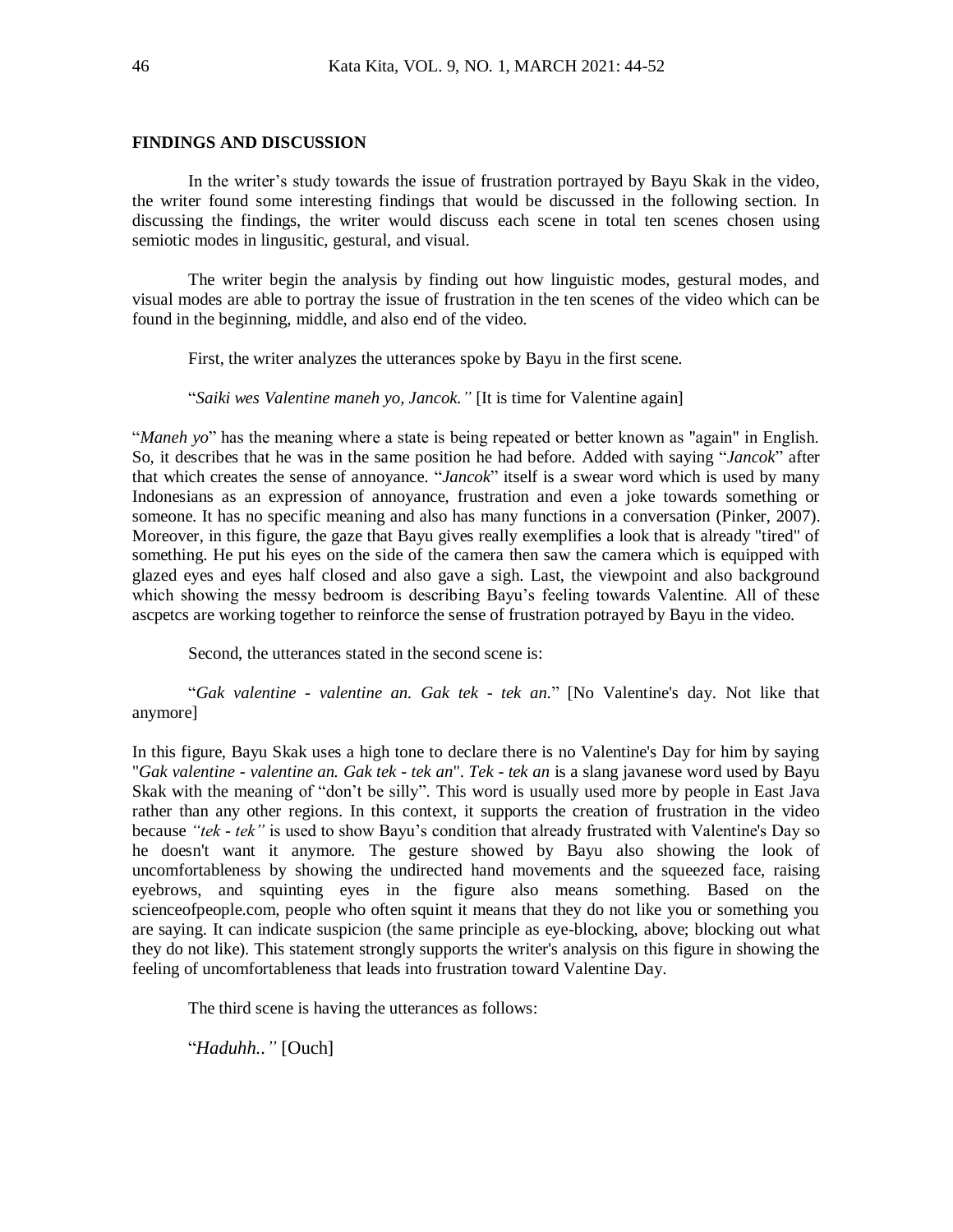## FINDINGS AND DISCUSSION

In the writer's study towards the issue of frustration portrayed by Bayu Skak in the video, the writer found some interesting findings that would be discussed in the following section. In discussing the findings, the writer would discuss each scene in total ten scenes chosen using semiotic modes in lingusitic, gestural, and visual.

The writer begin the analysis by finding out how linguistic modes, gestural modes, and visual modes are able to portray the issue of frustration in the ten scenes of the video which can be found in the beginning, middle, and also end of the video.

First, the writer analyzes the utterances spoke by Bayu in the first scene.

"*Saiki wes Valentine maneh yo, Jancok.*" [It is time for Valentine again]

"*Maneh yo*" has the meaning where a state is being repeated or better known as "again" in English. So, it describes that he was in the same position he had before. Added with saying "*Jancok*" after that which creates the sense of annoyance. "*Jancok*" itself is a swear word which is used by many Indonesians as an expression of annoyance, frustration and even a joke towards something or someone. It has no specific meaning and also has many functions in a conversation (Pinker, 2007). Moreover, in this figure, the gaze that Bayu gives really exemplifies a look that is already "tired" of something. He put his eyes on the side of the camera then saw the camera which is equipped with glazed eyes and eyes half closed and also gave a sigh. Last, the viewpoint and also background which showing the messy bedroom is describing Bayu's feeling towards Valentine. All of these ascpetcs are working together to reinforce the sense of frustration potrayed by Bayu in the video.

Second, the utterances stated in the second scene is:

"*Gak valentine - valentine an. Gak tek - tek an.*" [No Valentine's day. Not like that anymore]

In this figure, Bayu Skak uses a high tone to declare there is no Valentine's Day for him by saying "*Gak valentine - valentine an. Gak tek - tek an*". *Tek - tek an* is a slang javanese word used by Bayu Skak with the meaning of "don't be silly". This word is usually used more by people in East Java rather than any other regions. In this context, it supports the creation of frustration in the video because *"tek - tek"* is used to show Bayu's condition that already frustrated with Valentine's Day so he doesn't want it anymore. The gesture showed by Bayu also showing the look of uncomfortableness by showing the undirected hand movements and the squeezed face, raising eyebrows, and squinting eyes in the figure also means something. Based on the scienceofpeople.com, people who often squint it means that they do not like you or something you are saying. It can indicate suspicion (the same principle as eye-blocking, above; blocking out what they do not like). This statement strongly supports the writer's analysis on this figure in showing the feeling of uncomfortableness that leads into frustration toward Valentine Day.

The third scene is having the utterances as follows:

"*Haduhh..*" [Ouch]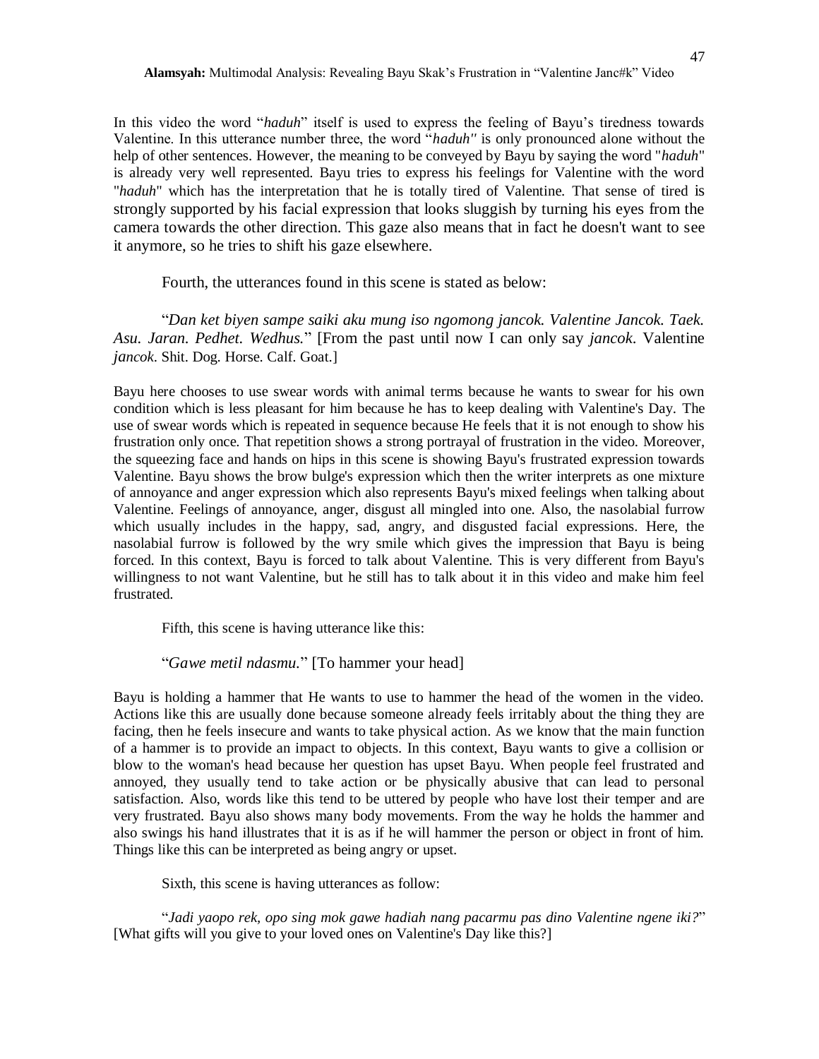In this video the word "*haduh*" itself is used to express the feeling of Bayu's tiredness towards Valentine. In this utterance number three, the word "*haduh"* is only pronounced alone without the help of other sentences. However, the meaning to be conveyed by Bayu by saying the word "*haduh*" is already very well represented. Bayu tries to express his feelings for Valentine with the word "*haduh*" which has the interpretation that he is totally tired of Valentine. That sense of tired is strongly supported by his facial expression that looks sluggish by turning his eyes from the camera towards the other direction. This gaze also means that in fact he doesn't want to see it anymore, so he tries to shift his gaze elsewhere.

Fourth, the utterances found in this scene is stated as below:

"*Dan ket biyen sampe saiki aku mung iso ngomong jancok. Valentine Jancok. Taek. Asu. Jaran. Pedhet. Wedhus.*" [From the past until now I can only say *jancok*. Valentine *jancok*. Shit. Dog. Horse. Calf. Goat.]

Bayu here chooses to use swear words with animal terms because he wants to swear for his own condition which is less pleasant for him because he has to keep dealing with Valentine's Day. The use of swear words which is repeated in sequence because He feels that it is not enough to show his frustration only once. That repetition shows a strong portrayal of frustration in the video. Moreover, the squeezing face and hands on hips in this scene is showing Bayu's frustrated expression towards Valentine. Bayu shows the brow bulge's expression which then the writer interprets as one mixture of annoyance and anger expression which also represents Bayu's mixed feelings when talking about Valentine. Feelings of annoyance, anger, disgust all mingled into one. Also, the nasolabial furrow which usually includes in the happy, sad, angry, and disgusted facial expressions. Here, the nasolabial furrow is followed by the wry smile which gives the impression that Bayu is being forced. In this context, Bayu is forced to talk about Valentine. This is very different from Bayu's willingness to not want Valentine, but he still has to talk about it in this video and make him feel frustrated.

Fifth, this scene is having utterance like this:

"*Gawe metil ndasmu.*" [To hammer your head]

Bayu is holding a hammer that He wants to use to hammer the head of the women in the video. Actions like this are usually done because someone already feels irritably about the thing they are facing, then he feels insecure and wants to take physical action. As we know that the main function of a hammer is to provide an impact to objects. In this context, Bayu wants to give a collision or blow to the woman's head because her question has upset Bayu. When people feel frustrated and annoyed, they usually tend to take action or be physically abusive that can lead to personal satisfaction. Also, words like this tend to be uttered by people who have lost their temper and are very frustrated. Bayu also shows many body movements. From the way he holds the hammer and also swings his hand illustrates that it is as if he will hammer the person or object in front of him. Things like this can be interpreted as being angry or upset.

Sixth, this scene is having utterances as follow:

"*Jadi yaopo rek, opo sing mok gawe hadiah nang pacarmu pas dino Valentine ngene iki?*" [What gifts will you give to your loved ones on Valentine's Day like this?]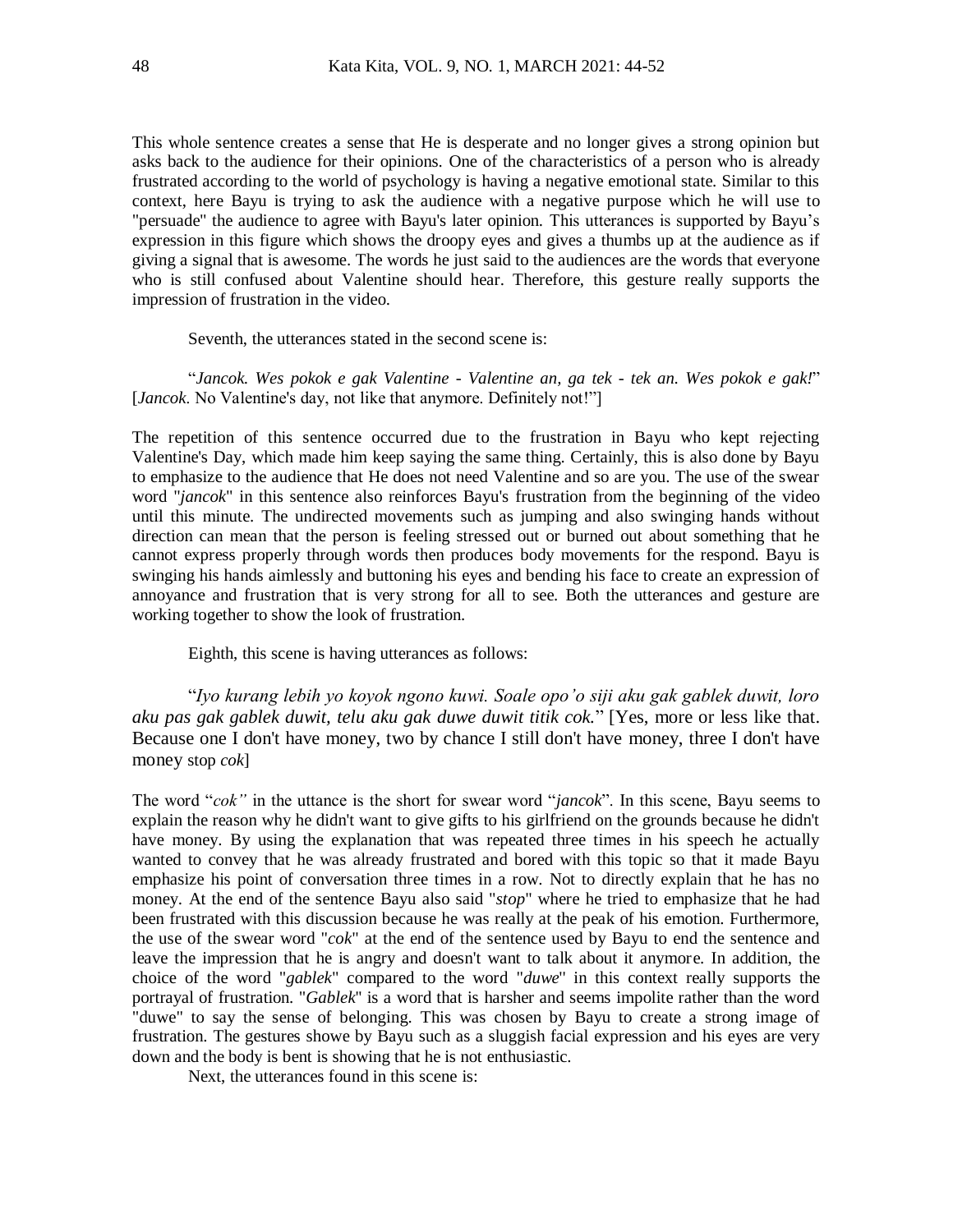This whole sentence creates a sense that He is desperate and no longer gives a strong opinion but asks back to the audience for their opinions. One of the characteristics of a person who is already frustrated according to the world of psychology is having a negative emotional state. Similar to this context, here Bayu is trying to ask the audience with a negative purpose which he will use to "persuade" the audience to agree with Bayu's later opinion. This utterances is supported by Bayu's expression in this figure which shows the droopy eyes and gives a thumbs up at the audience as if giving a signal that is awesome. The words he just said to the audiences are the words that everyone who is still confused about Valentine should hear. Therefore, this gesture really supports the impression of frustration in the video.

Seventh, the utterances stated in the second scene is:

"*Jancok. Wes pokok e gak Valentine - Valentine an, ga tek - tek an. Wes pokok e gak!*" [*Jancok*. No Valentine's day, not like that anymore. Definitely not!"]

The repetition of this sentence occurred due to the frustration in Bayu who kept rejecting Valentine's Day, which made him keep saying the same thing. Certainly, this is also done by Bayu to emphasize to the audience that He does not need Valentine and so are you. The use of the swear word "*jancok*" in this sentence also reinforces Bayu's frustration from the beginning of the video until this minute. The undirected movements such as jumping and also swinging hands without direction can mean that the person is feeling stressed out or burned out about something that he cannot express properly through words then produces body movements for the respond. Bayu is swinging his hands aimlessly and buttoning his eyes and bending his face to create an expression of annoyance and frustration that is very strong for all to see. Both the utterances and gesture are working together to show the look of frustration.

Eighth, this scene is having utterances as follows:

"*Iyo kurang lebih yo koyok ngono kuwi. Soale opo'o siji aku gak gablek duwit, loro aku pas gak gablek duwit, telu aku gak duwe duwit titik cok.*" [Yes, more or less like that. Because one I don't have money, two by chance I still don't have money, three I don't have money stop *cok*]

The word "*cok"* in the uttance is the short for swear word "*jancok*". In this scene, Bayu seems to explain the reason why he didn't want to give gifts to his girlfriend on the grounds because he didn't have money. By using the explanation that was repeated three times in his speech he actually wanted to convey that he was already frustrated and bored with this topic so that it made Bayu emphasize his point of conversation three times in a row. Not to directly explain that he has no money. At the end of the sentence Bayu also said "*stop*" where he tried to emphasize that he had been frustrated with this discussion because he was really at the peak of his emotion. Furthermore, the use of the swear word "*cok*" at the end of the sentence used by Bayu to end the sentence and leave the impression that he is angry and doesn't want to talk about it anymore. In addition, the choice of the word "*gablek*" compared to the word "*duwe*" in this context really supports the portrayal of frustration. "*Gablek*" is a word that is harsher and seems impolite rather than the word "duwe" to say the sense of belonging. This was chosen by Bayu to create a strong image of frustration. The gestures showe by Bayu such as a sluggish facial expression and his eyes are very down and the body is bent is showing that he is not enthusiastic.

Next, the utterances found in this scene is: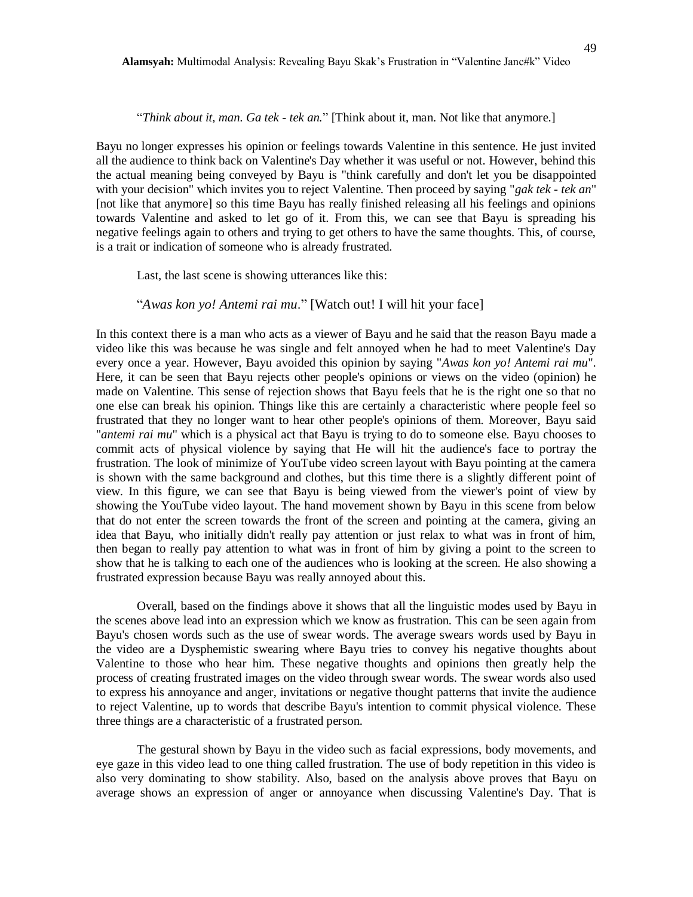"*Think about it, man. Ga tek - tek an.*" [Think about it, man. Not like that anymore.]

Bayu no longer expresses his opinion or feelings towards Valentine in this sentence. He just invited all the audience to think back on Valentine's Day whether it was useful or not. However, behind this the actual meaning being conveyed by Bayu is "think carefully and don't let you be disappointed with your decision" which invites you to reject Valentine. Then proceed by saying "*gak tek - tek an*" [not like that anymore] so this time Bayu has really finished releasing all his feelings and opinions towards Valentine and asked to let go of it. From this, we can see that Bayu is spreading his negative feelings again to others and trying to get others to have the same thoughts. This, of course, is a trait or indication of someone who is already frustrated.

Last, the last scene is showing utterances like this:

"*Awas kon yo! Antemi rai mu*." [Watch out! I will hit your face]

In this context there is a man who acts as a viewer of Bayu and he said that the reason Bayu made a video like this was because he was single and felt annoyed when he had to meet Valentine's Day every once a year. However, Bayu avoided this opinion by saying "*Awas kon yo! Antemi rai mu*". Here, it can be seen that Bayu rejects other people's opinions or views on the video (opinion) he made on Valentine. This sense of rejection shows that Bayu feels that he is the right one so that no one else can break his opinion. Things like this are certainly a characteristic where people feel so frustrated that they no longer want to hear other people's opinions of them. Moreover, Bayu said "*antemi rai mu*" which is a physical act that Bayu is trying to do to someone else. Bayu chooses to commit acts of physical violence by saying that He will hit the audience's face to portray the frustration. The look of minimize of YouTube video screen layout with Bayu pointing at the camera is shown with the same background and clothes, but this time there is a slightly different point of view. In this figure, we can see that Bayu is being viewed from the viewer's point of view by showing the YouTube video layout. The hand movement shown by Bayu in this scene from below that do not enter the screen towards the front of the screen and pointing at the camera, giving an idea that Bayu, who initially didn't really pay attention or just relax to what was in front of him, then began to really pay attention to what was in front of him by giving a point to the screen to show that he is talking to each one of the audiences who is looking at the screen. He also showing a frustrated expression because Bayu was really annoyed about this.

Overall, based on the findings above it shows that all the linguistic modes used by Bayu in the scenes above lead into an expression which we know as frustration. This can be seen again from Bayu's chosen words such as the use of swear words. The average swears words used by Bayu in the video are a Dysphemistic swearing where Bayu tries to convey his negative thoughts about Valentine to those who hear him. These negative thoughts and opinions then greatly help the process of creating frustrated images on the video through swear words. The swear words also used to express his annoyance and anger, invitations or negative thought patterns that invite the audience to reject Valentine, up to words that describe Bayu's intention to commit physical violence. These three things are a characteristic of a frustrated person.

The gestural shown by Bayu in the video such as facial expressions, body movements, and eye gaze in this video lead to one thing called frustration. The use of body repetition in this video is also very dominating to show stability. Also, based on the analysis above proves that Bayu on average shows an expression of anger or annoyance when discussing Valentine's Day. That is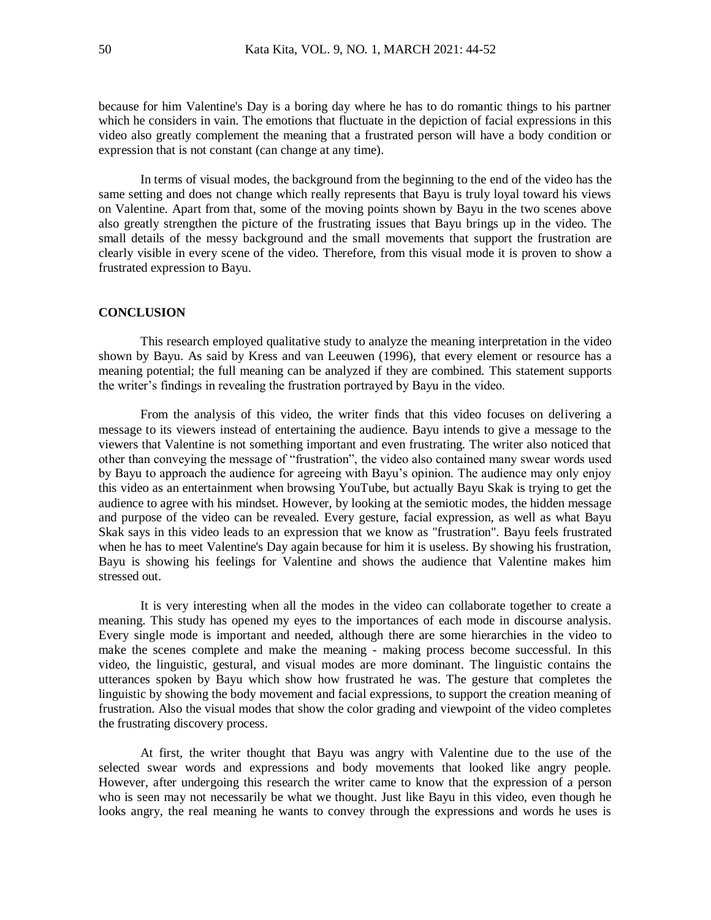because for him Valentine's Day is a boring day where he has to do romantic things to his partner which he considers in vain. The emotions that fluctuate in the depiction of facial expressions in this video also greatly complement the meaning that a frustrated person will have a body condition or expression that is not constant (can change at any time).

In terms of visual modes, the background from the beginning to the end of the video has the same setting and does not change which really represents that Bayu is truly loyal toward his views on Valentine. Apart from that, some of the moving points shown by Bayu in the two scenes above also greatly strengthen the picture of the frustrating issues that Bayu brings up in the video. The small details of the messy background and the small movements that support the frustration are clearly visible in every scene of the video. Therefore, from this visual mode it is proven to show a frustrated expression to Bayu.

## CONCLUSION

This research employed qualitative study to analyze the meaning interpretation in the video shown by Bayu. As said by Kress and van Leeuwen (1996), that every element or resource has a meaning potential; the full meaning can be analyzed if they are combined. This statement supports the writer's findings in revealing the frustration portrayed by Bayu in the video.

From the analysis of this video, the writer finds that this video focuses on delivering a message to its viewers instead of entertaining the audience. Bayu intends to give a message to the viewers that Valentine is not something important and even frustrating. The writer also noticed that other than conveying the message of "frustration", the video also contained many swear words used by Bayu to approach the audience for agreeing with Bayu's opinion. The audience may only enjoy this video as an entertainment when browsing YouTube, but actually Bayu Skak is trying to get the audience to agree with his mindset. However, by looking at the semiotic modes, the hidden message and purpose of the video can be revealed. Every gesture, facial expression, as well as what Bayu Skak says in this video leads to an expression that we know as "frustration". Bayu feels frustrated when he has to meet Valentine's Day again because for him it is useless. By showing his frustration, Bayu is showing his feelings for Valentine and shows the audience that Valentine makes him stressed out.

It is very interesting when all the modes in the video can collaborate together to create a meaning. This study has opened my eyes to the importances of each mode in discourse analysis. Every single mode is important and needed, although there are some hierarchies in the video to make the scenes complete and make the meaning - making process become successful. In this video, the linguistic, gestural, and visual modes are more dominant. The linguistic contains the utterances spoken by Bayu which show how frustrated he was. The gesture that completes the linguistic by showing the body movement and facial expressions, to support the creation meaning of frustration. Also the visual modes that show the color grading and viewpoint of the video completes the frustrating discovery process.

At first, the writer thought that Bayu was angry with Valentine due to the use of the selected swear words and expressions and body movements that looked like angry people. However, after undergoing this research the writer came to know that the expression of a person who is seen may not necessarily be what we thought. Just like Bayu in this video, even though he looks angry, the real meaning he wants to convey through the expressions and words he uses is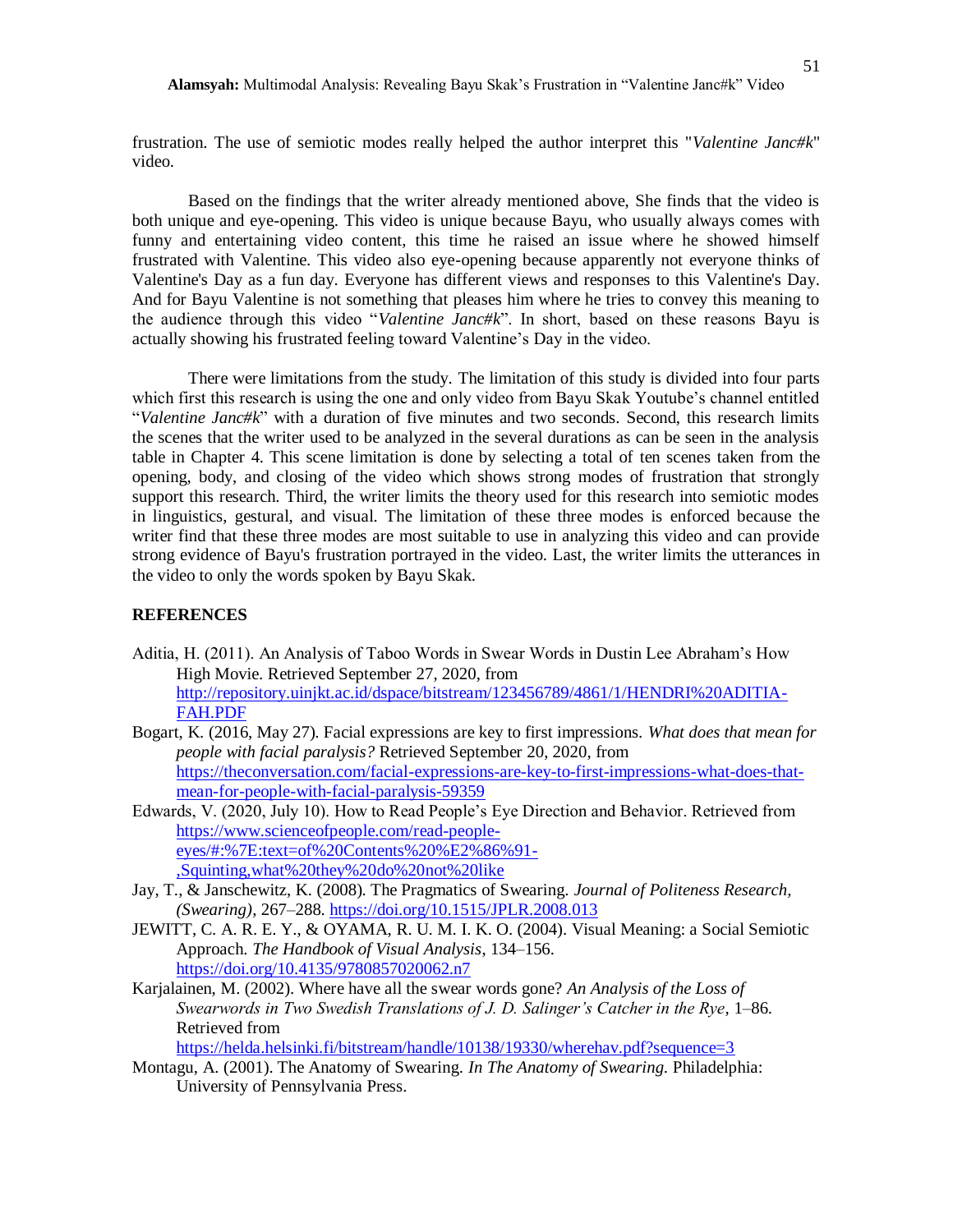frustration. The use of semiotic modes really helped the author interpret this "*Valentine Janc#k*" video.

Based on the findings that the writer already mentioned above, She finds that the video is both unique and eye-opening. This video is unique because Bayu, who usually always comes with funny and entertaining video content, this time he raised an issue where he showed himself frustrated with Valentine. This video also eye-opening because apparently not everyone thinks of Valentine's Day as a fun day. Everyone has different views and responses to this Valentine's Day. And for Bayu Valentine is not something that pleases him where he tries to convey this meaning to the audience through this video "*Valentine Janc#k*". In short, based on these reasons Bayu is actually showing his frustrated feeling toward Valentine's Day in the video.

There were limitations from the study. The limitation of this study is divided into four parts which first this research is using the one and only video from Bayu Skak Youtube's channel entitled "*Valentine Janc#k*" with a duration of five minutes and two seconds. Second, this research limits the scenes that the writer used to be analyzed in the several durations as can be seen in the analysis table in Chapter 4. This scene limitation is done by selecting a total of ten scenes taken from the opening, body, and closing of the video which shows strong modes of frustration that strongly support this research. Third, the writer limits the theory used for this research into semiotic modes in linguistics, gestural, and visual. The limitation of these three modes is enforced because the writer find that these three modes are most suitable to use in analyzing this video and can provide strong evidence of Bayu's frustration portrayed in the video. Last, the writer limits the utterances in the video to only the words spoken by Bayu Skak.

## REFERENCES

Aditia, H. (2011). An Analysis of Taboo Words in Swear Words in Dustin Lee Abraham's How High Movie. Retrieved September 27, 2020, from http://repository.uinjkt.ac.id/dspace/bitstream/123456789/4861/1/HENDRI%20ADITIA-FAH.PDF

Bogart, K. (2016, May 27). Facial expressions are key to first impressions. *What does that mean for people with facial paralysis?* Retrieved September 20, 2020, from https://theconversation.com/facial-expressions-are-key-to-first-impressions-what-does-that-mean-for-people-with-facial-paralysis-59359

Edwards, V. (2020, July 10). How to Read People's Eye Direction and Behavior. Retrieved from https://www.scienceofpeople.com/read-people-eyes/#:%7E:text=of%20Contents%20%E2%86%91-,Squinting,what%20they%20do%20not%20like

Jay, T., & Janschewitz, K. (2008). The Pragmatics of Swearing. *Journal of Politeness Research, (Swearing)*, 267–288. https://doi.org/10.1515/JPLR.2008.013

JEWITT, C. A. R. E. Y., & OYAMA, R. U. M. I. K. O. (2004). Visual Meaning: a Social Semiotic Approach. *The Handbook of Visual Analysis*, 134–156. https://doi.org/10.4135/9780857020062.n7

Karjalainen, M. (2002). Where have all the swear words gone? *An Analysis of the Loss of Swearwords in Two Swedish Translations of J. D. Salinger's Catcher in the Rye*, 1–86. Retrieved from https://helda.helsinki.fi/bitstream/handle/10138/19330/wherehav.pdf?sequence=3

Montagu, A. (2001). The Anatomy of Swearing. *In The Anatomy of Swearing.* Philadelphia: University of Pennsylvania Press.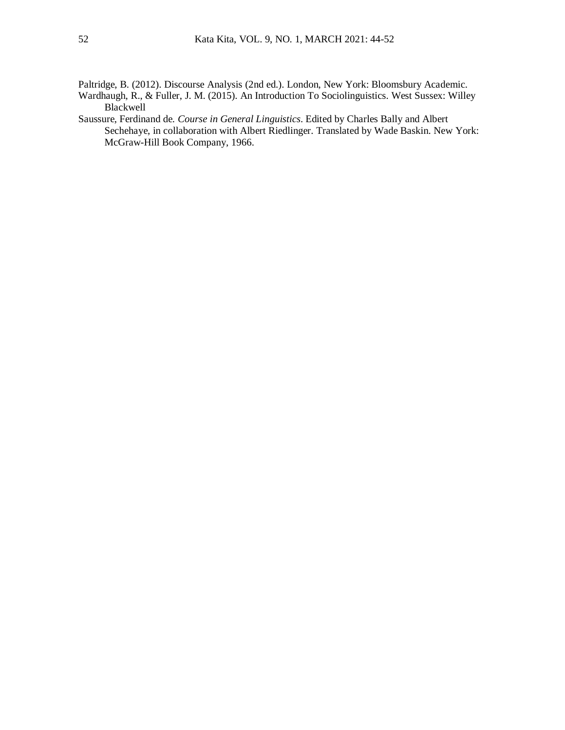Paltridge, B. (2012). Discourse Analysis (2nd ed.). London, New York: Bloomsbury Academic.

Wardhaugh, R., & Fuller, J. M. (2015). An Introduction To Sociolinguistics. West Sussex: Willey Blackwell

Saussure, Ferdinand de. *Course in General Linguistics*. Edited by Charles Bally and Albert Sechehaye, in collaboration with Albert Riedlinger. Translated by Wade Baskin. New York: McGraw-Hill Book Company, 1966.